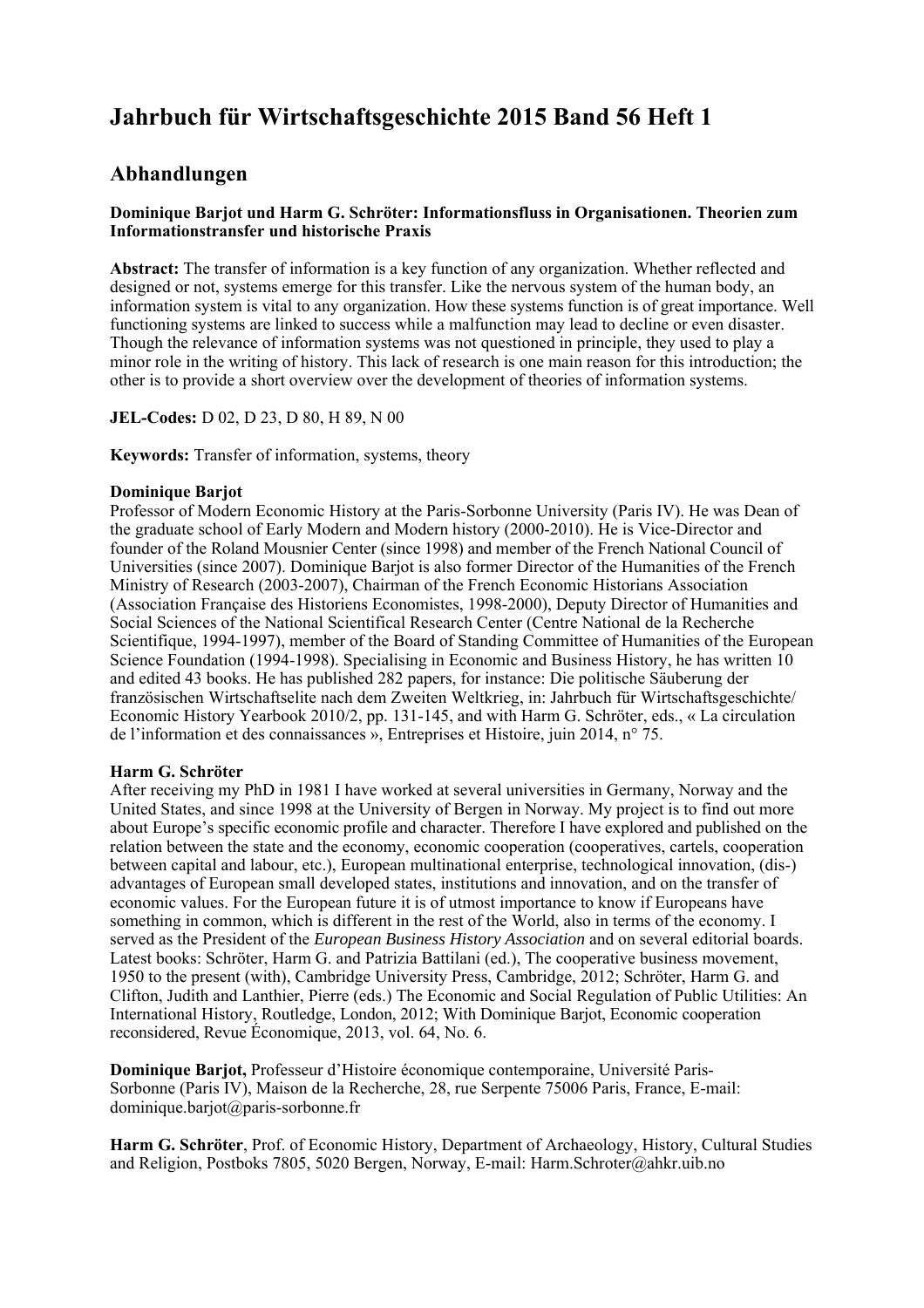# Jahrbuch für Wirtschaftsgeschichte 2015 Band 56 Heft 1

## Abhandlungen

**Dominique Barjot und Harm G. Schröter: Informationsfluss in Organisationen. Theorien zum Informationstransfer und historische Praxis**

**Abstract:** The transfer of information is a key function of any organization. Whether reflected and designed or not, systems emerge for this transfer. Like the nervous system of the human body, an information system is vital to any organization. How these systems function is of great importance. Well functioning systems are linked to success while a malfunction may lead to decline or even disaster. Though the relevance of information systems was not questioned in principle, they used to play a minor role in the writing of history. This lack of research is one main reason for this introduction; the other is to provide a short overview over the development of theories of information systems.

**JEL-Codes:** D 02, D 23, D 80, H 89, N 00

**Keywords:** Transfer of information, systems, theory

**Dominique Barjot**
Professor of Modern Economic History at the Paris-Sorbonne University (Paris IV). He was Dean of the graduate school of Early Modern and Modern history (2000-2010). He is Vice-Director and founder of the Roland Mousnier Center (since 1998) and member of the French National Council of Universities (since 2007). Dominique Barjot is also former Director of the Humanities of the French Ministry of Research (2003-2007), Chairman of the French Economic Historians Association (Association Française des Historiens Economistes, 1998-2000), Deputy Director of Humanities and Social Sciences of the National Scientifical Research Center (Centre National de la Recherche Scientifique, 1994-1997), member of the Board of Standing Committee of Humanities of the European Science Foundation (1994-1998). Specialising in Economic and Business History, he has written 10 and edited 43 books. He has published 282 papers, for instance: Die politische Säuberung der französischen Wirtschaftselite nach dem Zweiten Weltkrieg, in: Jahrbuch für Wirtschaftsgeschichte/ Economic History Yearbook 2010/2, pp. 131-145, and with Harm G. Schröter, eds., « La circulation de l'information et des connaissances », Entreprises et Histoire, juin 2014, n° 75.

**Harm G. Schröter**
After receiving my PhD in 1981 I have worked at several universities in Germany, Norway and the United States, and since 1998 at the University of Bergen in Norway. My project is to find out more about Europe's specific economic profile and character. Therefore I have explored and published on the relation between the state and the economy, economic cooperation (cooperatives, cartels, cooperation between capital and labour, etc.), European multinational enterprise, technological innovation, (dis-) advantages of European small developed states, institutions and innovation, and on the transfer of economic values. For the European future it is of utmost importance to know if Europeans have something in common, which is different in the rest of the World, also in terms of the economy. I served as the President of the *European Business History Association* and on several editorial boards. Latest books: Schröter, Harm G. and Patrizia Battilani (ed.), The cooperative business movement, 1950 to the present (with), Cambridge University Press, Cambridge, 2012; Schröter, Harm G. and Clifton, Judith and Lanthier, Pierre (eds.) The Economic and Social Regulation of Public Utilities: An International History, Routledge, London, 2012; With Dominique Barjot, Economic cooperation reconsidered, Revue Économique, 2013, vol. 64, No. 6.

**Dominique Barjot,** Professeur d'Histoire économique contemporaine, Université Paris-Sorbonne (Paris IV), Maison de la Recherche, 28, rue Serpente 75006 Paris, France, E-mail: dominique.barjot@paris-sorbonne.fr

**Harm G. Schröter**, Prof. of Economic History, Department of Archaeology, History, Cultural Studies and Religion, Postboks 7805, 5020 Bergen, Norway, E-mail: Harm.Schroter@ahkr.uib.no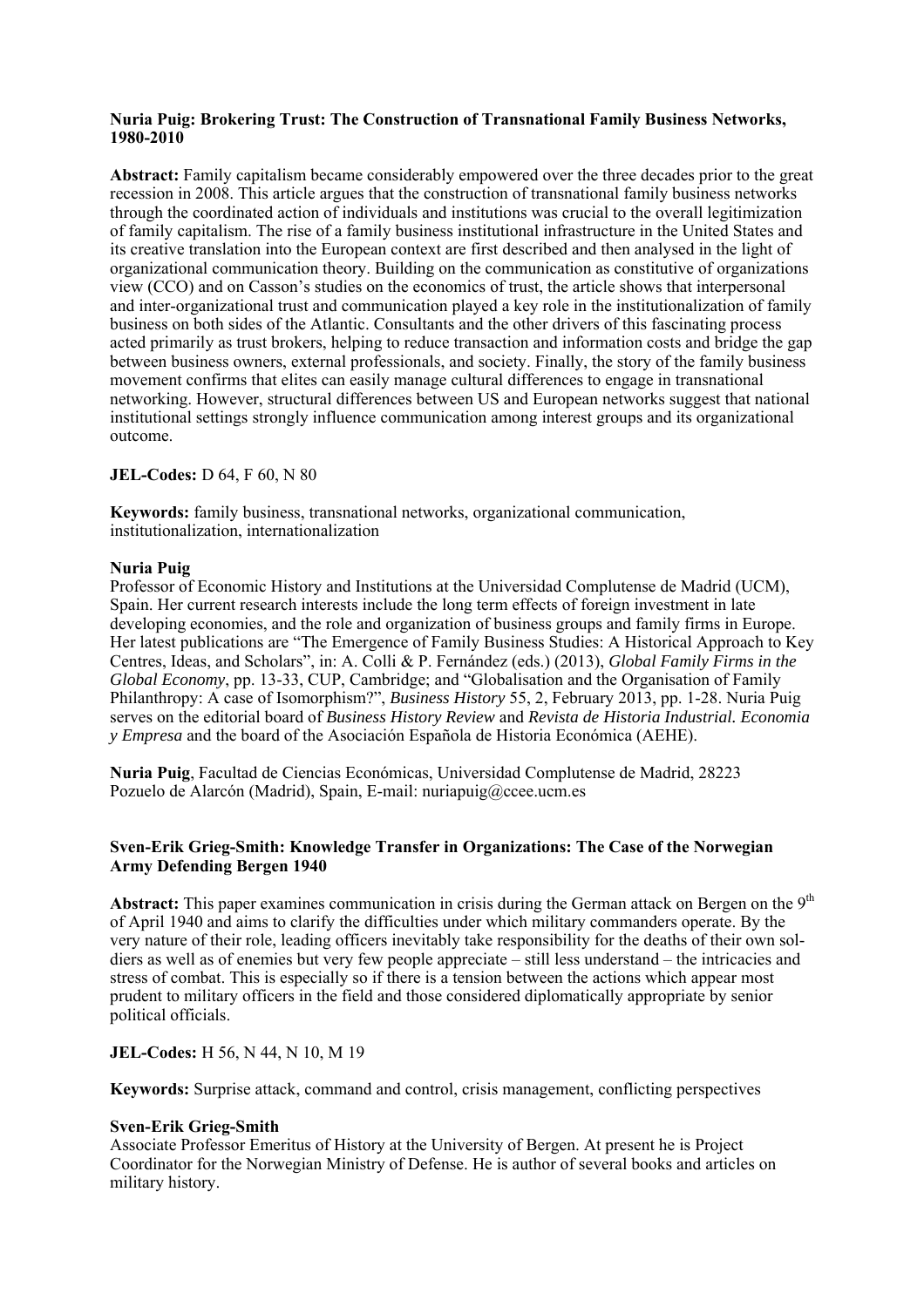**Nuria Puig: Brokering Trust: The Construction of Transnational Family Business Networks, 1980-2010**

**Abstract:** Family capitalism became considerably empowered over the three decades prior to the great recession in 2008. This article argues that the construction of transnational family business networks through the coordinated action of individuals and institutions was crucial to the overall legitimization of family capitalism. The rise of a family business institutional infrastructure in the United States and its creative translation into the European context are first described and then analysed in the light of organizational communication theory. Building on the communication as constitutive of organizations view (CCO) and on Casson's studies on the economics of trust, the article shows that interpersonal and inter-organizational trust and communication played a key role in the institutionalization of family business on both sides of the Atlantic. Consultants and the other drivers of this fascinating process acted primarily as trust brokers, helping to reduce transaction and information costs and bridge the gap between business owners, external professionals, and society. Finally, the story of the family business movement confirms that elites can easily manage cultural differences to engage in transnational networking. However, structural differences between US and European networks suggest that national institutional settings strongly influence communication among interest groups and its organizational outcome.

**JEL-Codes:** D 64, F 60, N 80

**Keywords:** family business, transnational networks, organizational communication, institutionalization, internationalization

**Nuria Puig**
Professor of Economic History and Institutions at the Universidad Complutense de Madrid (UCM), Spain. Her current research interests include the long term effects of foreign investment in late developing economies, and the role and organization of business groups and family firms in Europe. Her latest publications are "The Emergence of Family Business Studies: A Historical Approach to Key Centres, Ideas, and Scholars", in: A. Colli & P. Fernández (eds.) (2013), *Global Family Firms in the Global Economy*, pp. 13-33, CUP, Cambridge; and "Globalisation and the Organisation of Family Philanthropy: A case of Isomorphism?", *Business History* 55, 2, February 2013, pp. 1-28. Nuria Puig serves on the editorial board of *Business History Review* and *Revista de Historia Industrial. Economia y Empresa* and the board of the Asociación Española de Historia Económica (AEHE).

**Nuria Puig**, Facultad de Ciencias Económicas, Universidad Complutense de Madrid, 28223 Pozuelo de Alarcón (Madrid), Spain, E-mail: nuriapuig@ccee.ucm.es

**Sven-Erik Grieg-Smith: Knowledge Transfer in Organizations: The Case of the Norwegian Army Defending Bergen 1940**

**Abstract:** This paper examines communication in crisis during the German attack on Bergen on the 9th of April 1940 and aims to clarify the difficulties under which military commanders operate. By the very nature of their role, leading officers inevitably take responsibility for the deaths of their own soldiers as well as of enemies but very few people appreciate – still less understand – the intricacies and stress of combat. This is especially so if there is a tension between the actions which appear most prudent to military officers in the field and those considered diplomatically appropriate by senior political officials.

**JEL-Codes:** H 56, N 44, N 10, M 19

**Keywords:** Surprise attack, command and control, crisis management, conflicting perspectives

**Sven-Erik Grieg-Smith**
Associate Professor Emeritus of History at the University of Bergen. At present he is Project Coordinator for the Norwegian Ministry of Defense. He is author of several books and articles on military history.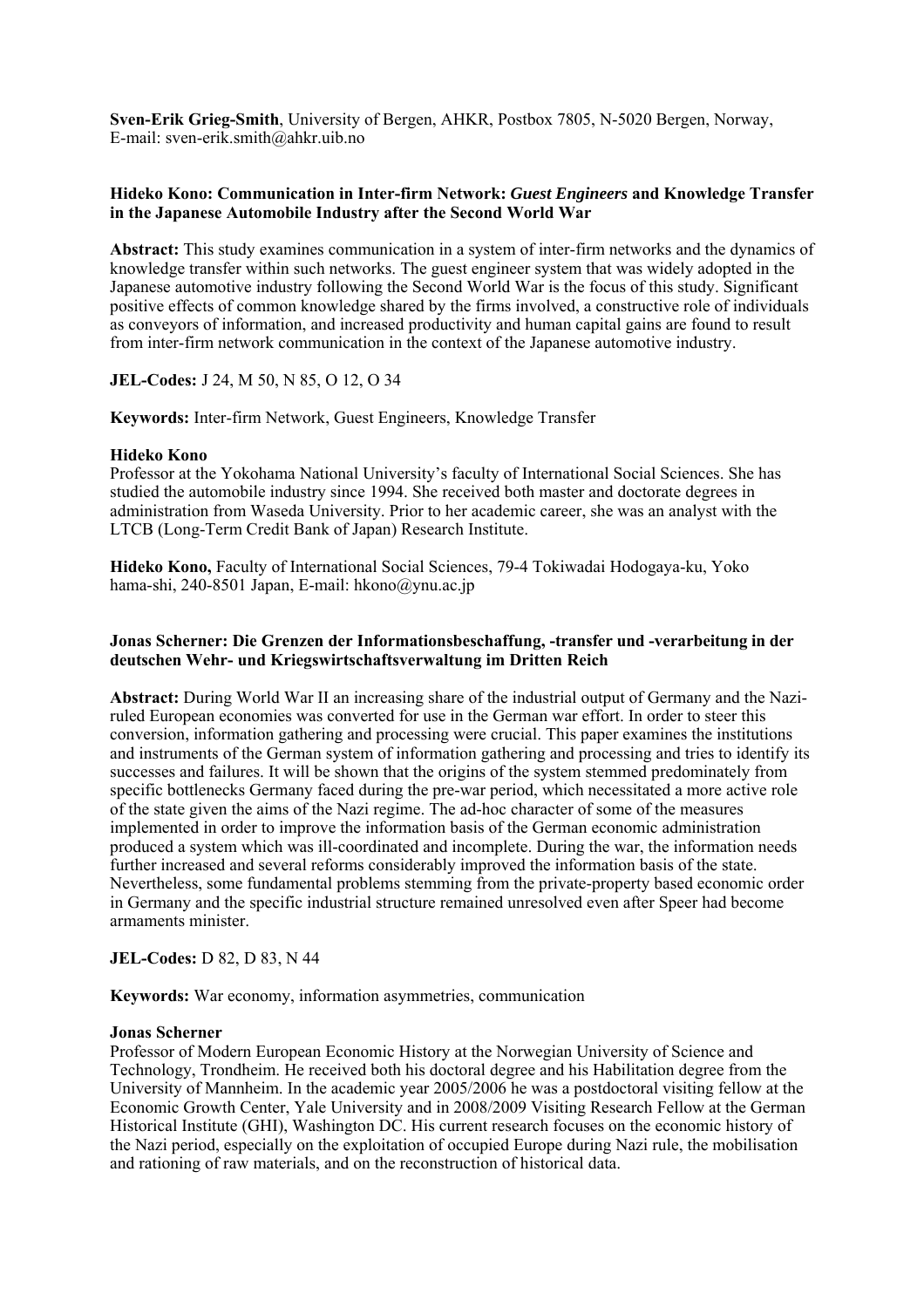**Sven-Erik Grieg-Smith**, University of Bergen, AHKR, Postbox 7805, N-5020 Bergen, Norway, E-mail: sven-erik.smith@ahkr.uib.no

**Hideko Kono: Communication in Inter-firm Network: *Guest Engineers* and Knowledge Transfer in the Japanese Automobile Industry after the Second World War**

**Abstract:** This study examines communication in a system of inter-firm networks and the dynamics of knowledge transfer within such networks. The guest engineer system that was widely adopted in the Japanese automotive industry following the Second World War is the focus of this study. Significant positive effects of common knowledge shared by the firms involved, a constructive role of individuals as conveyors of information, and increased productivity and human capital gains are found to result from inter-firm network communication in the context of the Japanese automotive industry.

**JEL-Codes:** J 24, M 50, N 85, O 12, O 34

**Keywords:** Inter-firm Network, Guest Engineers, Knowledge Transfer

**Hideko Kono**
Professor at the Yokohama National University's faculty of International Social Sciences. She has studied the automobile industry since 1994. She received both master and doctorate degrees in administration from Waseda University. Prior to her academic career, she was an analyst with the LTCB (Long-Term Credit Bank of Japan) Research Institute.

**Hideko Kono,** Faculty of International Social Sciences, 79-4 Tokiwadai Hodogaya-ku, Yoko hama-shi, 240-8501 Japan, E-mail: hkono@ynu.ac.jp

**Jonas Scherner: Die Grenzen der Informationsbeschaffung, -transfer und -verarbeitung in der deutschen Wehr- und Kriegswirtschaftsverwaltung im Dritten Reich**

**Abstract:** During World War II an increasing share of the industrial output of Germany and the Nazi-ruled European economies was converted for use in the German war effort. In order to steer this conversion, information gathering and processing were crucial. This paper examines the institutions and instruments of the German system of information gathering and processing and tries to identify its successes and failures. It will be shown that the origins of the system stemmed predominately from specific bottlenecks Germany faced during the pre-war period, which necessitated a more active role of the state given the aims of the Nazi regime. The ad-hoc character of some of the measures implemented in order to improve the information basis of the German economic administration produced a system which was ill-coordinated and incomplete. During the war, the information needs further increased and several reforms considerably improved the information basis of the state. Nevertheless, some fundamental problems stemming from the private-property based economic order in Germany and the specific industrial structure remained unresolved even after Speer had become armaments minister.

**JEL-Codes:** D 82, D 83, N 44

**Keywords:** War economy, information asymmetries, communication

**Jonas Scherner**
Professor of Modern European Economic History at the Norwegian University of Science and Technology, Trondheim. He received both his doctoral degree and his Habilitation degree from the University of Mannheim. In the academic year 2005/2006 he was a postdoctoral visiting fellow at the Economic Growth Center, Yale University and in 2008/2009 Visiting Research Fellow at the German Historical Institute (GHI), Washington DC. His current research focuses on the economic history of the Nazi period, especially on the exploitation of occupied Europe during Nazi rule, the mobilisation and rationing of raw materials, and on the reconstruction of historical data.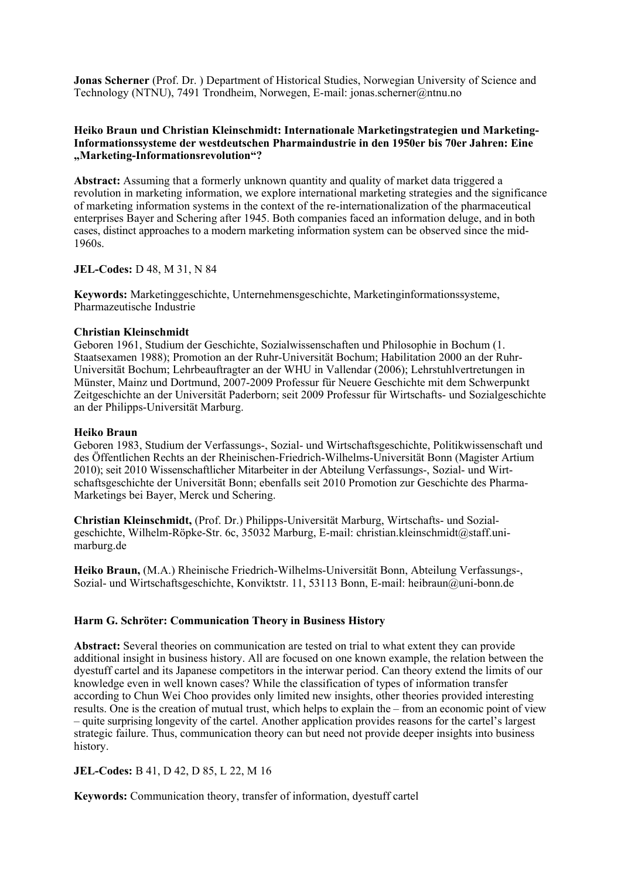**Jonas Scherner** (Prof. Dr. ) Department of Historical Studies, Norwegian University of Science and Technology (NTNU), 7491 Trondheim, Norwegen, E-mail: jonas.scherner@ntnu.no

**Heiko Braun und Christian Kleinschmidt: Internationale Marketingstrategien und Marketing-Informationssysteme der westdeutschen Pharmaindustrie in den 1950er bis 70er Jahren: Eine „Marketing-Informationsrevolution"?**

**Abstract:** Assuming that a formerly unknown quantity and quality of market data triggered a revolution in marketing information, we explore international marketing strategies and the significance of marketing information systems in the context of the re-internationalization of the pharmaceutical enterprises Bayer and Schering after 1945. Both companies faced an information deluge, and in both cases, distinct approaches to a modern marketing information system can be observed since the mid-1960s.

**JEL-Codes:** D 48, M 31, N 84

**Keywords:** Marketinggeschichte, Unternehmensgeschichte, Marketinginformationssysteme, Pharmazeutische Industrie

**Christian Kleinschmidt**
Geboren 1961, Studium der Geschichte, Sozialwissenschaften und Philosophie in Bochum (1. Staatsexamen 1988); Promotion an der Ruhr-Universität Bochum; Habilitation 2000 an der Ruhr-Universität Bochum; Lehrbeauftragter an der WHU in Vallendar (2006); Lehrstuhlvertretungen in Münster, Mainz und Dortmund, 2007-2009 Professur für Neuere Geschichte mit dem Schwerpunkt Zeitgeschichte an der Universität Paderborn; seit 2009 Professur für Wirtschafts- und Sozialgeschichte an der Philipps-Universität Marburg.

**Heiko Braun**
Geboren 1983, Studium der Verfassungs-, Sozial- und Wirtschaftsgeschichte, Politikwissenschaft und des Öffentlichen Rechts an der Rheinischen-Friedrich-Wilhelms-Universität Bonn (Magister Artium 2010); seit 2010 Wissenschaftlicher Mitarbeiter in der Abteilung Verfassungs-, Sozial- und Wirtschaftsgeschichte der Universität Bonn; ebenfalls seit 2010 Promotion zur Geschichte des Pharma-Marketings bei Bayer, Merck und Schering.

**Christian Kleinschmidt,** (Prof. Dr.) Philipps-Universität Marburg, Wirtschafts- und Sozialgeschichte, Wilhelm-Röpke-Str. 6c, 35032 Marburg, E-mail: christian.kleinschmidt@staff.uni-marburg.de

**Heiko Braun,** (M.A.) Rheinische Friedrich-Wilhelms-Universität Bonn, Abteilung Verfassungs-, Sozial- und Wirtschaftsgeschichte, Konviktstr. 11, 53113 Bonn, E-mail: heibraun@uni-bonn.de

**Harm G. Schröter: Communication Theory in Business History**

**Abstract:** Several theories on communication are tested on trial to what extent they can provide additional insight in business history. All are focused on one known example, the relation between the dyestuff cartel and its Japanese competitors in the interwar period. Can theory extend the limits of our knowledge even in well known cases? While the classification of types of information transfer according to Chun Wei Choo provides only limited new insights, other theories provided interesting results. One is the creation of mutual trust, which helps to explain the – from an economic point of view – quite surprising longevity of the cartel. Another application provides reasons for the cartel's largest strategic failure. Thus, communication theory can but need not provide deeper insights into business history.

**JEL-Codes:** B 41, D 42, D 85, L 22, M 16

**Keywords:** Communication theory, transfer of information, dyestuff cartel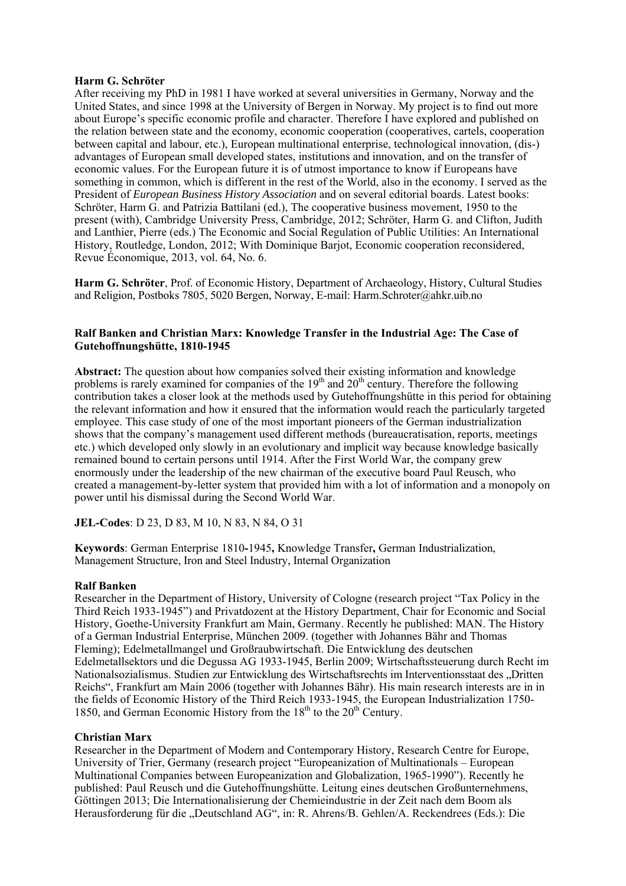**Harm G. Schröter**

After receiving my PhD in 1981 I have worked at several universities in Germany, Norway and the United States, and since 1998 at the University of Bergen in Norway. My project is to find out more about Europe's specific economic profile and character. Therefore I have explored and published on the relation between state and the economy, economic cooperation (cooperatives, cartels, cooperation between capital and labour, etc.), European multinational enterprise, technological innovation, (dis-) advantages of European small developed states, institutions and innovation, and on the transfer of economic values. For the European future it is of utmost importance to know if Europeans have something in common, which is different in the rest of the World, also in the economy. I served as the President of *European Business History Association* and on several editorial boards. Latest books: Schröter, Harm G. and Patrizia Battilani (ed.), The cooperative business movement, 1950 to the present (with), Cambridge University Press, Cambridge, 2012; Schröter, Harm G. and Clifton, Judith and Lanthier, Pierre (eds.) The Economic and Social Regulation of Public Utilities: An International History, Routledge, London, 2012; With Dominique Barjot, Economic cooperation reconsidered, Revue Économique, 2013, vol. 64, No. 6.

**Harm G. Schröter**, Prof. of Economic History, Department of Archaeology, History, Cultural Studies and Religion, Postboks 7805, 5020 Bergen, Norway, E-mail: Harm.Schroter@ahkr.uib.no

**Ralf Banken and Christian Marx: Knowledge Transfer in the Industrial Age: The Case of Gutehoffnungshütte, 1810-1945**

**Abstract:** The question about how companies solved their existing information and knowledge problems is rarely examined for companies of the 19th and 20th century. Therefore the following contribution takes a closer look at the methods used by Gutehoffnungshütte in this period for obtaining the relevant information and how it ensured that the information would reach the particularly targeted employee. This case study of one of the most important pioneers of the German industrialization shows that the company's management used different methods (bureaucratisation, reports, meetings etc.) which developed only slowly in an evolutionary and implicit way because knowledge basically remained bound to certain persons until 1914. After the First World War, the company grew enormously under the leadership of the new chairman of the executive board Paul Reusch, who created a management-by-letter system that provided him with a lot of information and a monopoly on power until his dismissal during the Second World War.

**JEL-Codes**: D 23, D 83, M 10, N 83, N 84, O 31

**Keywords**: German Enterprise 1810-1945**,** Knowledge Transfer**,** German Industrialization, Management Structure, Iron and Steel Industry, Internal Organization

**Ralf Banken**

Researcher in the Department of History, University of Cologne (research project "Tax Policy in the Third Reich 1933-1945") and Privatdozent at the History Department, Chair for Economic and Social History, Goethe-University Frankfurt am Main, Germany. Recently he published: MAN. The History of a German Industrial Enterprise, München 2009. (together with Johannes Bähr and Thomas Fleming); Edelmetallmangel und Großraubwirtschaft. Die Entwicklung des deutschen Edelmetallsektors und die Degussa AG 1933-1945, Berlin 2009; Wirtschaftssteuerung durch Recht im Nationalsozialismus. Studien zur Entwicklung des Wirtschaftsrechts im Interventionsstaat des „Dritten Reichs", Frankfurt am Main 2006 (together with Johannes Bähr). His main research interests are in in the fields of Economic History of the Third Reich 1933-1945, the European Industrialization 1750-1850, and German Economic History from the 18th to the 20th Century.

**Christian Marx**

Researcher in the Department of Modern and Contemporary History, Research Centre for Europe, University of Trier, Germany (research project "Europeanization of Multinationals – European Multinational Companies between Europeanization and Globalization, 1965-1990"). Recently he published: Paul Reusch und die Gutehoffnungshütte. Leitung eines deutschen Großunternehmens, Göttingen 2013; Die Internationalisierung der Chemieindustrie in der Zeit nach dem Boom als Herausforderung für die „Deutschland AG", in: R. Ahrens/B. Gehlen/A. Reckendrees (Eds.): Die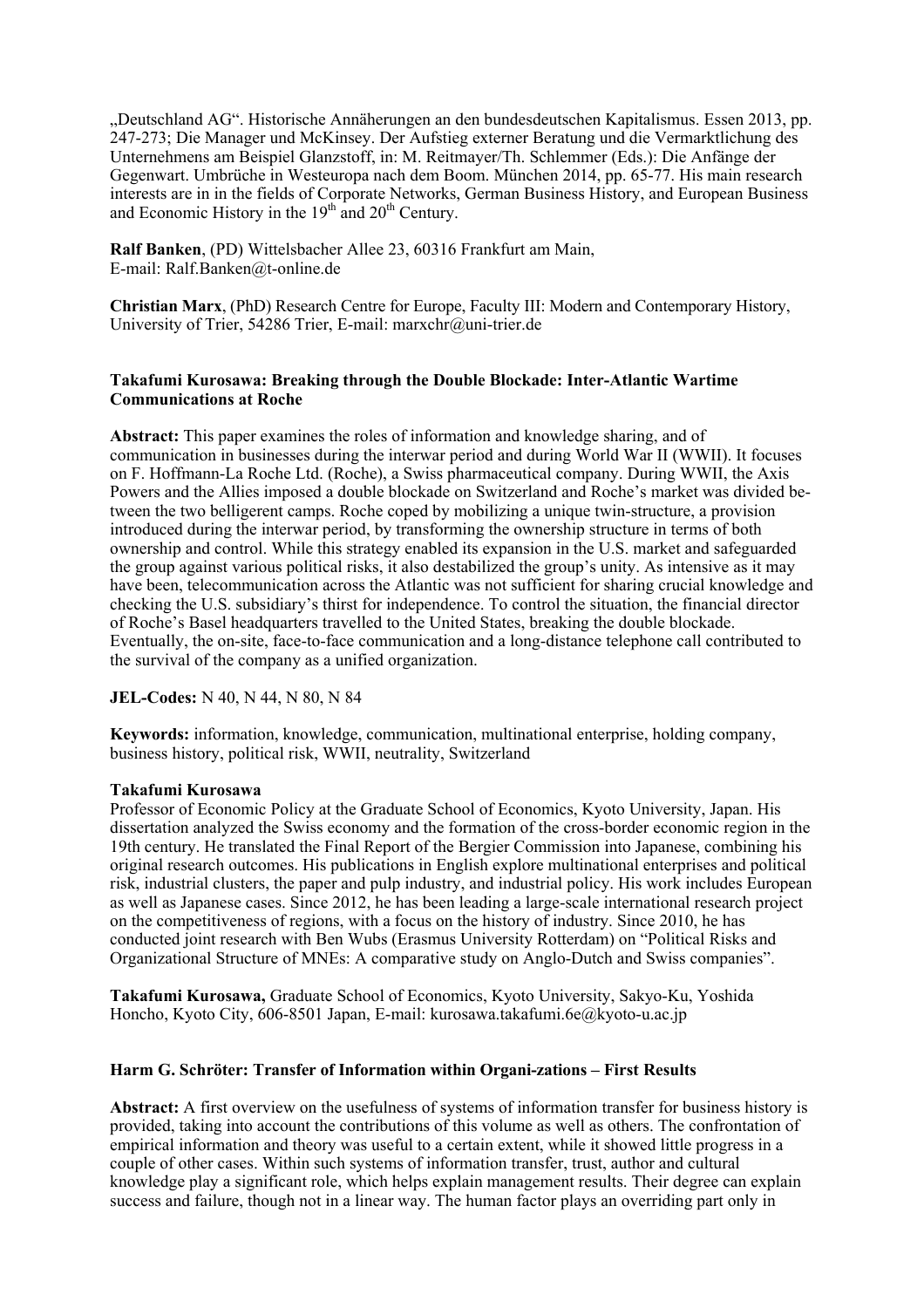„Deutschland AG". Historische Annäherungen an den bundesdeutschen Kapitalismus. Essen 2013, pp. 247-273; Die Manager und McKinsey. Der Aufstieg externer Beratung und die Vermarktlichung des Unternehmens am Beispiel Glanzstoff, in: M. Reitmayer/Th. Schlemmer (Eds.): Die Anfänge der Gegenwart. Umbrüche in Westeuropa nach dem Boom. München 2014, pp. 65-77. His main research interests are in in the fields of Corporate Networks, German Business History, and European Business and Economic History in the 19th and 20th Century.

**Ralf Banken**, (PD) Wittelsbacher Allee 23, 60316 Frankfurt am Main,
E-mail: Ralf.Banken@t-online.de

**Christian Marx**, (PhD) Research Centre for Europe, Faculty III: Modern and Contemporary History, University of Trier, 54286 Trier, E-mail: marxchr@uni-trier.de

**Takafumi Kurosawa: Breaking through the Double Blockade: Inter-Atlantic Wartime Communications at Roche**

**Abstract:** This paper examines the roles of information and knowledge sharing, and of communication in businesses during the interwar period and during World War II (WWII). It focuses on F. Hoffmann-La Roche Ltd. (Roche), a Swiss pharmaceutical company. During WWII, the Axis Powers and the Allies imposed a double blockade on Switzerland and Roche's market was divided between the two belligerent camps. Roche coped by mobilizing a unique twin-structure, a provision introduced during the interwar period, by transforming the ownership structure in terms of both ownership and control. While this strategy enabled its expansion in the U.S. market and safeguarded the group against various political risks, it also destabilized the group's unity. As intensive as it may have been, telecommunication across the Atlantic was not sufficient for sharing crucial knowledge and checking the U.S. subsidiary's thirst for independence. To control the situation, the financial director of Roche's Basel headquarters travelled to the United States, breaking the double blockade. Eventually, the on-site, face-to-face communication and a long-distance telephone call contributed to the survival of the company as a unified organization.

**JEL-Codes:** N 40, N 44, N 80, N 84

**Keywords:** information, knowledge, communication, multinational enterprise, holding company, business history, political risk, WWII, neutrality, Switzerland

**Takafumi Kurosawa**
Professor of Economic Policy at the Graduate School of Economics, Kyoto University, Japan. His dissertation analyzed the Swiss economy and the formation of the cross-border economic region in the 19th century. He translated the Final Report of the Bergier Commission into Japanese, combining his original research outcomes. His publications in English explore multinational enterprises and political risk, industrial clusters, the paper and pulp industry, and industrial policy. His work includes European as well as Japanese cases. Since 2012, he has been leading a large-scale international research project on the competitiveness of regions, with a focus on the history of industry. Since 2010, he has conducted joint research with Ben Wubs (Erasmus University Rotterdam) on "Political Risks and Organizational Structure of MNEs: A comparative study on Anglo-Dutch and Swiss companies".

**Takafumi Kurosawa,** Graduate School of Economics, Kyoto University, Sakyo-Ku, Yoshida Honcho, Kyoto City, 606-8501 Japan, E-mail: kurosawa.takafumi.6e@kyoto-u.ac.jp

**Harm G. Schröter: Transfer of Information within Organi-zations – First Results**

**Abstract:** A first overview on the usefulness of systems of information transfer for business history is provided, taking into account the contributions of this volume as well as others. The confrontation of empirical information and theory was useful to a certain extent, while it showed little progress in a couple of other cases. Within such systems of information transfer, trust, author and cultural knowledge play a significant role, which helps explain management results. Their degree can explain success and failure, though not in a linear way. The human factor plays an overriding part only in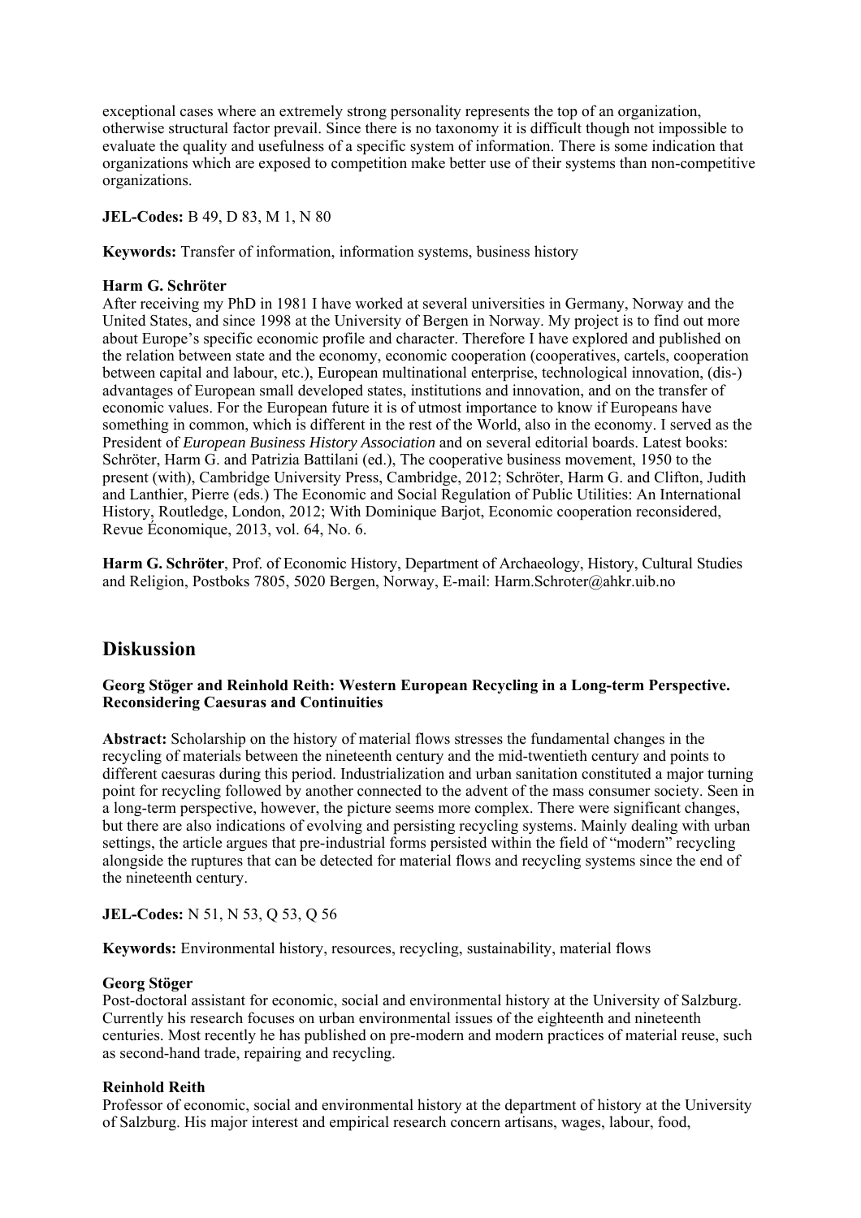exceptional cases where an extremely strong personality represents the top of an organization, otherwise structural factor prevail. Since there is no taxonomy it is difficult though not impossible to evaluate the quality and usefulness of a specific system of information. There is some indication that organizations which are exposed to competition make better use of their systems than non-competitive organizations.

**JEL-Codes:** B 49, D 83, M 1, N 80

**Keywords:** Transfer of information, information systems, business history

**Harm G. Schröter**
After receiving my PhD in 1981 I have worked at several universities in Germany, Norway and the United States, and since 1998 at the University of Bergen in Norway. My project is to find out more about Europe's specific economic profile and character. Therefore I have explored and published on the relation between state and the economy, economic cooperation (cooperatives, cartels, cooperation between capital and labour, etc.), European multinational enterprise, technological innovation, (dis-) advantages of European small developed states, institutions and innovation, and on the transfer of economic values. For the European future it is of utmost importance to know if Europeans have something in common, which is different in the rest of the World, also in the economy. I served as the President of *European Business History Association* and on several editorial boards. Latest books: Schröter, Harm G. and Patrizia Battilani (ed.), The cooperative business movement, 1950 to the present (with), Cambridge University Press, Cambridge, 2012; Schröter, Harm G. and Clifton, Judith and Lanthier, Pierre (eds.) The Economic and Social Regulation of Public Utilities: An International History, Routledge, London, 2012; With Dominique Barjot, Economic cooperation reconsidered, Revue Économique, 2013, vol. 64, No. 6.

**Harm G. Schröter**, Prof. of Economic History, Department of Archaeology, History, Cultural Studies and Religion, Postboks 7805, 5020 Bergen, Norway, E-mail: Harm.Schroter@ahkr.uib.no

## Diskussion

**Georg Stöger and Reinhold Reith: Western European Recycling in a Long-term Perspective. Reconsidering Caesuras and Continuities**

**Abstract:** Scholarship on the history of material flows stresses the fundamental changes in the recycling of materials between the nineteenth century and the mid-twentieth century and points to different caesuras during this period. Industrialization and urban sanitation constituted a major turning point for recycling followed by another connected to the advent of the mass consumer society. Seen in a long-term perspective, however, the picture seems more complex. There were significant changes, but there are also indications of evolving and persisting recycling systems. Mainly dealing with urban settings, the article argues that pre-industrial forms persisted within the field of "modern" recycling alongside the ruptures that can be detected for material flows and recycling systems since the end of the nineteenth century.

**JEL-Codes:** N 51, N 53, Q 53, Q 56

**Keywords:** Environmental history, resources, recycling, sustainability, material flows

**Georg Stöger**
Post-doctoral assistant for economic, social and environmental history at the University of Salzburg. Currently his research focuses on urban environmental issues of the eighteenth and nineteenth centuries. Most recently he has published on pre-modern and modern practices of material reuse, such as second-hand trade, repairing and recycling.

**Reinhold Reith**
Professor of economic, social and environmental history at the department of history at the University of Salzburg. His major interest and empirical research concern artisans, wages, labour, food,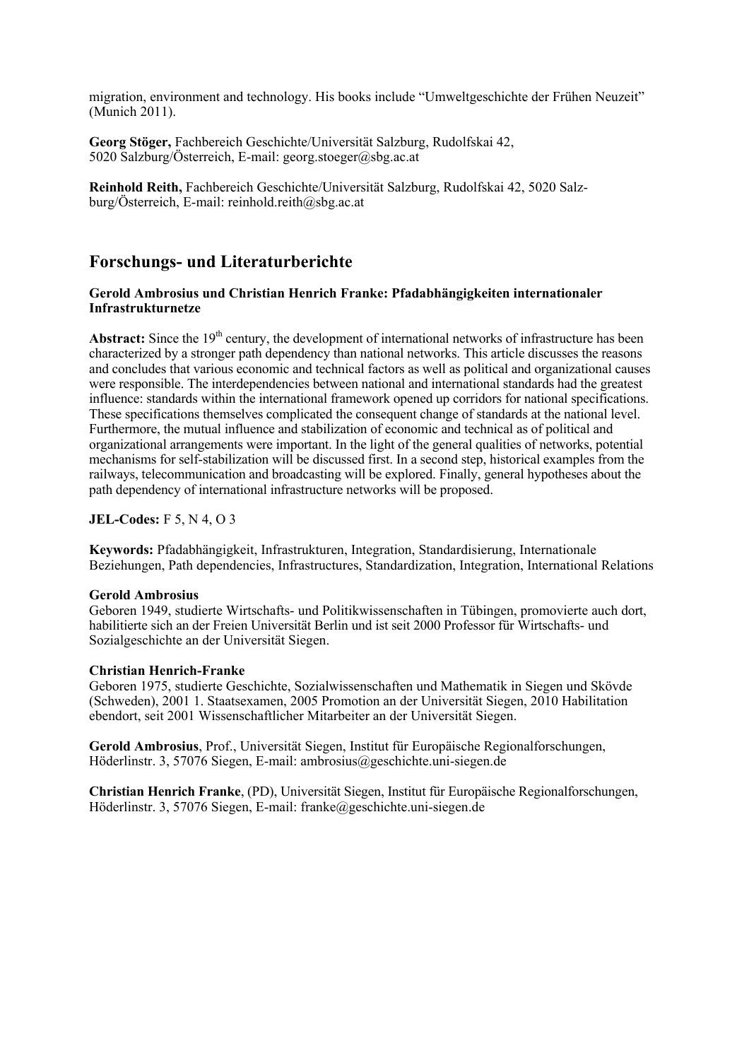migration, environment and technology. His books include "Umweltgeschichte der Frühen Neuzeit" (Munich 2011).

**Georg Stöger,** Fachbereich Geschichte/Universität Salzburg, Rudolfskai 42, 5020 Salzburg/Österreich, E-mail: georg.stoeger@sbg.ac.at

**Reinhold Reith,** Fachbereich Geschichte/Universität Salzburg, Rudolfskai 42, 5020 Salzburg/Österreich, E-mail: reinhold.reith@sbg.ac.at

## Forschungs- und Literaturberichte

### Gerold Ambrosius und Christian Henrich Franke: Pfadabhängigkeiten internationaler Infrastrukturnetze

**Abstract:** Since the 19th century, the development of international networks of infrastructure has been characterized by a stronger path dependency than national networks. This article discusses the reasons and concludes that various economic and technical factors as well as political and organizational causes were responsible. The interdependencies between national and international standards had the greatest influence: standards within the international framework opened up corridors for national specifications. These specifications themselves complicated the consequent change of standards at the national level. Furthermore, the mutual influence and stabilization of economic and technical as of political and organizational arrangements were important. In the light of the general qualities of networks, potential mechanisms for self-stabilization will be discussed first. In a second step, historical examples from the railways, telecommunication and broadcasting will be explored. Finally, general hypotheses about the path dependency of international infrastructure networks will be proposed.

**JEL-Codes:** F 5, N 4, O 3

**Keywords:** Pfadabhängigkeit, Infrastrukturen, Integration, Standardisierung, Internationale Beziehungen, Path dependencies, Infrastructures, Standardization, Integration, International Relations

**Gerold Ambrosius**
Geboren 1949, studierte Wirtschafts- und Politikwissenschaften in Tübingen, promovierte auch dort, habilitierte sich an der Freien Universität Berlin und ist seit 2000 Professor für Wirtschafts- und Sozialgeschichte an der Universität Siegen.

**Christian Henrich-Franke**
Geboren 1975, studierte Geschichte, Sozialwissenschaften und Mathematik in Siegen und Skövde (Schweden), 2001 1. Staatsexamen, 2005 Promotion an der Universität Siegen, 2010 Habilitation ebendort, seit 2001 Wissenschaftlicher Mitarbeiter an der Universität Siegen.

**Gerold Ambrosius**, Prof., Universität Siegen, Institut für Europäische Regionalforschungen, Höderlinstr. 3, 57076 Siegen, E-mail: ambrosius@geschichte.uni-siegen.de

**Christian Henrich Franke**, (PD), Universität Siegen, Institut für Europäische Regionalforschungen, Höderlinstr. 3, 57076 Siegen, E-mail: franke@geschichte.uni-siegen.de